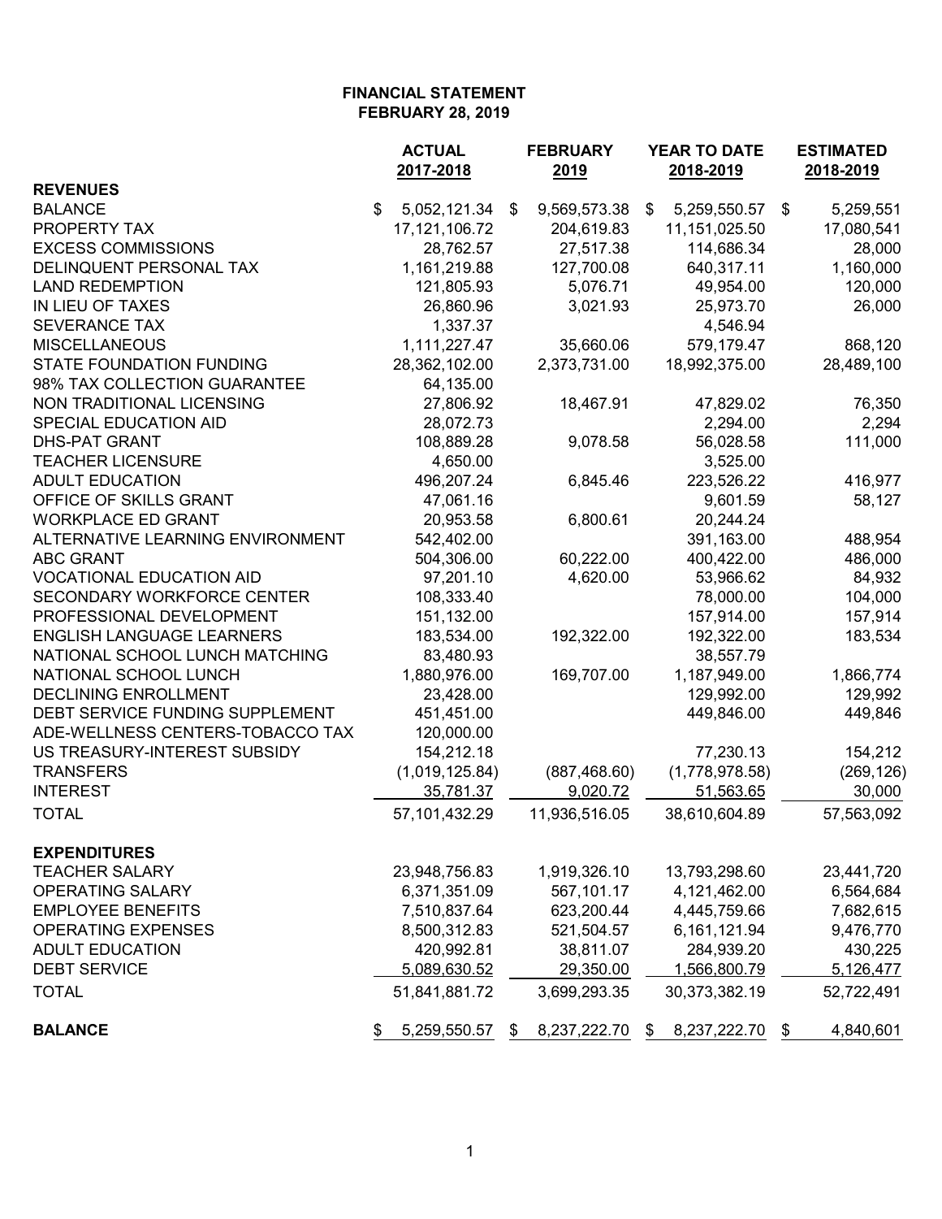**FINANCIAL STATEMENT**
**FEBRUARY 28, 2019**

| | ACTUAL 2017-2018 | FEBRUARY 2019 | YEAR TO DATE 2018-2019 | ESTIMATED 2018-2019 |
|---|---|---|---|---|
| **REVENUES** | | | | |
| BALANCE | $ 5,052,121.34 | $ 9,569,573.38 | $ 5,259,550.57 | $ 5,259,551 |
| PROPERTY TAX | 17,121,106.72 | 204,619.83 | 11,151,025.50 | 17,080,541 |
| EXCESS COMMISSIONS | 28,762.57 | 27,517.38 | 114,686.34 | 28,000 |
| DELINQUENT PERSONAL TAX | 1,161,219.88 | 127,700.08 | 640,317.11 | 1,160,000 |
| LAND REDEMPTION | 121,805.93 | 5,076.71 | 49,954.00 | 120,000 |
| IN LIEU OF TAXES | 26,860.96 | 3,021.93 | 25,973.70 | 26,000 |
| SEVERANCE TAX | 1,337.37 | | 4,546.94 | |
| MISCELLANEOUS | 1,111,227.47 | 35,660.06 | 579,179.47 | 868,120 |
| STATE FOUNDATION FUNDING | 28,362,102.00 | 2,373,731.00 | 18,992,375.00 | 28,489,100 |
| 98% TAX COLLECTION GUARANTEE | 64,135.00 | | | |
| NON TRADITIONAL LICENSING | 27,806.92 | 18,467.91 | 47,829.02 | 76,350 |
| SPECIAL EDUCATION AID | 28,072.73 | | 2,294.00 | 2,294 |
| DHS-PAT GRANT | 108,889.28 | 9,078.58 | 56,028.58 | 111,000 |
| TEACHER LICENSURE | 4,650.00 | | 3,525.00 | |
| ADULT EDUCATION | 496,207.24 | 6,845.46 | 223,526.22 | 416,977 |
| OFFICE OF SKILLS GRANT | 47,061.16 | | 9,601.59 | 58,127 |
| WORKPLACE ED GRANT | 20,953.58 | 6,800.61 | 20,244.24 | |
| ALTERNATIVE LEARNING ENVIRONMENT | 542,402.00 | | 391,163.00 | 488,954 |
| ABC GRANT | 504,306.00 | 60,222.00 | 400,422.00 | 486,000 |
| VOCATIONAL EDUCATION AID | 97,201.10 | 4,620.00 | 53,966.62 | 84,932 |
| SECONDARY WORKFORCE CENTER | 108,333.40 | | 78,000.00 | 104,000 |
| PROFESSIONAL DEVELOPMENT | 151,132.00 | | 157,914.00 | 157,914 |
| ENGLISH LANGUAGE LEARNERS | 183,534.00 | 192,322.00 | 192,322.00 | 183,534 |
| NATIONAL SCHOOL LUNCH MATCHING | 83,480.93 | | 38,557.79 | |
| NATIONAL SCHOOL LUNCH | 1,880,976.00 | 169,707.00 | 1,187,949.00 | 1,866,774 |
| DECLINING ENROLLMENT | 23,428.00 | | 129,992.00 | 129,992 |
| DEBT SERVICE FUNDING SUPPLEMENT | 451,451.00 | | 449,846.00 | 449,846 |
| ADE-WELLNESS CENTERS-TOBACCO TAX | 120,000.00 | | | |
| US TREASURY-INTEREST SUBSIDY | 154,212.18 | | 77,230.13 | 154,212 |
| TRANSFERS | (1,019,125.84) | (887,468.60) | (1,778,978.58) | (269,126) |
| INTEREST | 35,781.37 | 9,020.72 | 51,563.65 | 30,000 |
| TOTAL | 57,101,432.29 | 11,936,516.05 | 38,610,604.89 | 57,563,092 |
| **EXPENDITURES** | | | | |
| TEACHER SALARY | 23,948,756.83 | 1,919,326.10 | 13,793,298.60 | 23,441,720 |
| OPERATING SALARY | 6,371,351.09 | 567,101.17 | 4,121,462.00 | 6,564,684 |
| EMPLOYEE BENEFITS | 7,510,837.64 | 623,200.44 | 4,445,759.66 | 7,682,615 |
| OPERATING EXPENSES | 8,500,312.83 | 521,504.57 | 6,161,121.94 | 9,476,770 |
| ADULT EDUCATION | 420,992.81 | 38,811.07 | 284,939.20 | 430,225 |
| DEBT SERVICE | 5,089,630.52 | 29,350.00 | 1,566,800.79 | 5,126,477 |
| TOTAL | 51,841,881.72 | 3,699,293.35 | 30,373,382.19 | 52,722,491 |
| **BALANCE** | $ 5,259,550.57 | $ 8,237,222.70 | $ 8,237,222.70 | $ 4,840,601 |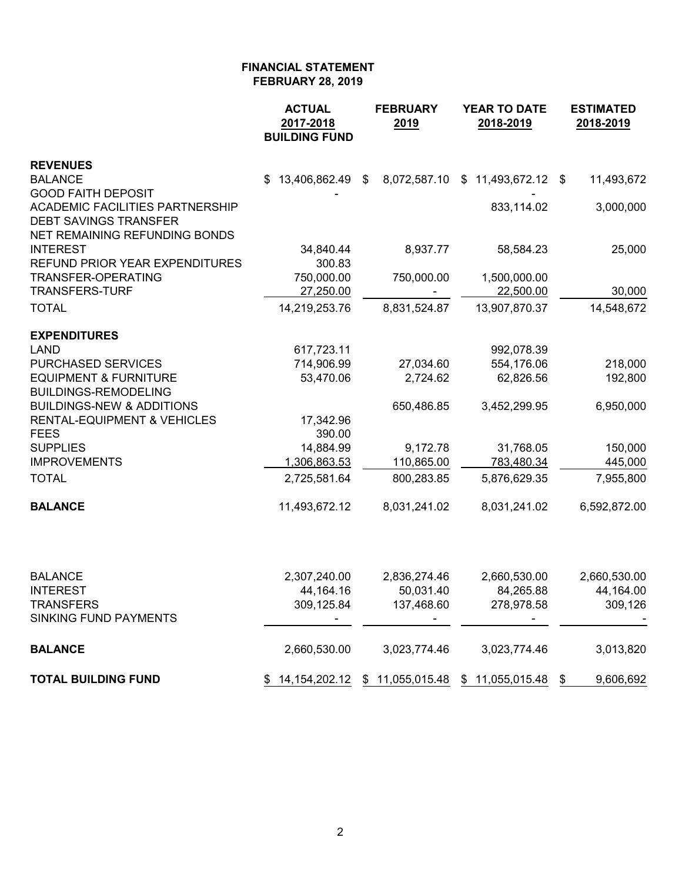**FINANCIAL STATEMENT**
**FEBRUARY 28, 2019**

| | ACTUAL 2017-2018 BUILDING FUND | FEBRUARY 2019 | YEAR TO DATE 2018-2019 | ESTIMATED 2018-2019 |
|---|---|---|---|---|
| **REVENUES** | | | | |
| BALANCE | $ 13,406,862.49 | $ 8,072,587.10 | $ 11,493,672.12 | $ 11,493,672 |
| GOOD FAITH DEPOSIT | - | | - | |
| ACADEMIC FACILITIES PARTNERSHIP | | | 833,114.02 | 3,000,000 |
| DEBT SAVINGS TRANSFER | | | | |
| NET REMAINING REFUNDING BONDS | | | | |
| INTEREST | 34,840.44 | 8,937.77 | 58,584.23 | 25,000 |
| REFUND PRIOR YEAR EXPENDITURES | 300.83 | | | |
| TRANSFER-OPERATING | 750,000.00 | 750,000.00 | 1,500,000.00 | |
| TRANSFERS-TURF | 27,250.00 | - | 22,500.00 | 30,000 |
| TOTAL | 14,219,253.76 | 8,831,524.87 | 13,907,870.37 | 14,548,672 |
| **EXPENDITURES** | | | | |
| LAND | 617,723.11 | | 992,078.39 | |
| PURCHASED SERVICES | 714,906.99 | 27,034.60 | 554,176.06 | 218,000 |
| EQUIPMENT & FURNITURE | 53,470.06 | 2,724.62 | 62,826.56 | 192,800 |
| BUILDINGS-REMODELING | | | | |
| BUILDINGS-NEW & ADDITIONS | | 650,486.85 | 3,452,299.95 | 6,950,000 |
| RENTAL-EQUIPMENT & VEHICLES | 17,342.96 | | | |
| FEES | 390.00 | | | |
| SUPPLIES | 14,884.99 | 9,172.78 | 31,768.05 | 150,000 |
| IMPROVEMENTS | 1,306,863.53 | 110,865.00 | 783,480.34 | 445,000 |
| TOTAL | 2,725,581.64 | 800,283.85 | 5,876,629.35 | 7,955,800 |
| **BALANCE** | 11,493,672.12 | 8,031,241.02 | 8,031,241.02 | 6,592,872.00 |
| | | | | |
| BALANCE | 2,307,240.00 | 2,836,274.46 | 2,660,530.00 | 2,660,530.00 |
| INTEREST | 44,164.16 | 50,031.40 | 84,265.88 | 44,164.00 |
| TRANSFERS | 309,125.84 | 137,468.60 | 278,978.58 | 309,126 |
| SINKING FUND PAYMENTS | - | - | - | - |
| **BALANCE** | 2,660,530.00 | 3,023,774.46 | 3,023,774.46 | 3,013,820 |
| **TOTAL BUILDING FUND** | $ 14,154,202.12 | $ 11,055,015.48 | $ 11,055,015.48 | $ 9,606,692 |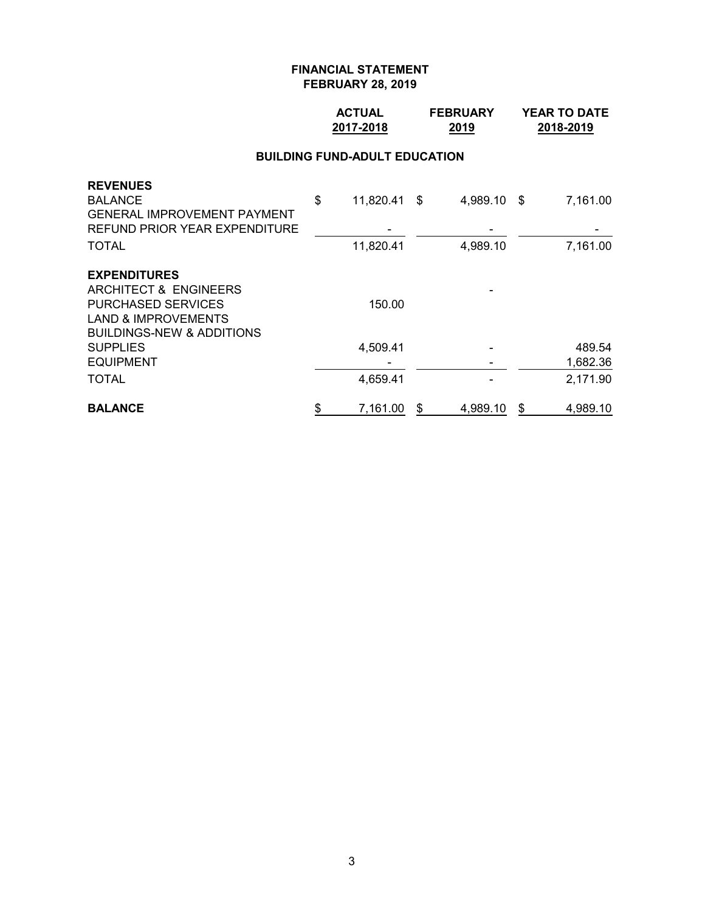# FINANCIAL STATEMENT
## FEBRUARY 28, 2019

| | ACTUAL 2017-2018 | FEBRUARY 2019 | YEAR TO DATE 2018-2019 |
|---|---|---|---|
| **BUILDING FUND-ADULT EDUCATION** | | | |
| **REVENUES** | | | |
| BALANCE | $ 11,820.41 | $ 4,989.10 | $ 7,161.00 |
| GENERAL IMPROVEMENT PAYMENT | | | |
| REFUND PRIOR YEAR EXPENDITURE | - | - | - |
| TOTAL | 11,820.41 | 4,989.10 | 7,161.00 |
| **EXPENDITURES** | | | |
| ARCHITECT & ENGINEERS | | - | |
| PURCHASED SERVICES | 150.00 | | |
| LAND & IMPROVEMENTS | | | |
| BUILDINGS-NEW & ADDITIONS | | | |
| SUPPLIES | 4,509.41 | - | 489.54 |
| EQUIPMENT | - | - | 1,682.36 |
| TOTAL | 4,659.41 | - | 2,171.90 |
| **BALANCE** | $ 7,161.00 | $ 4,989.10 | $ 4,989.10 |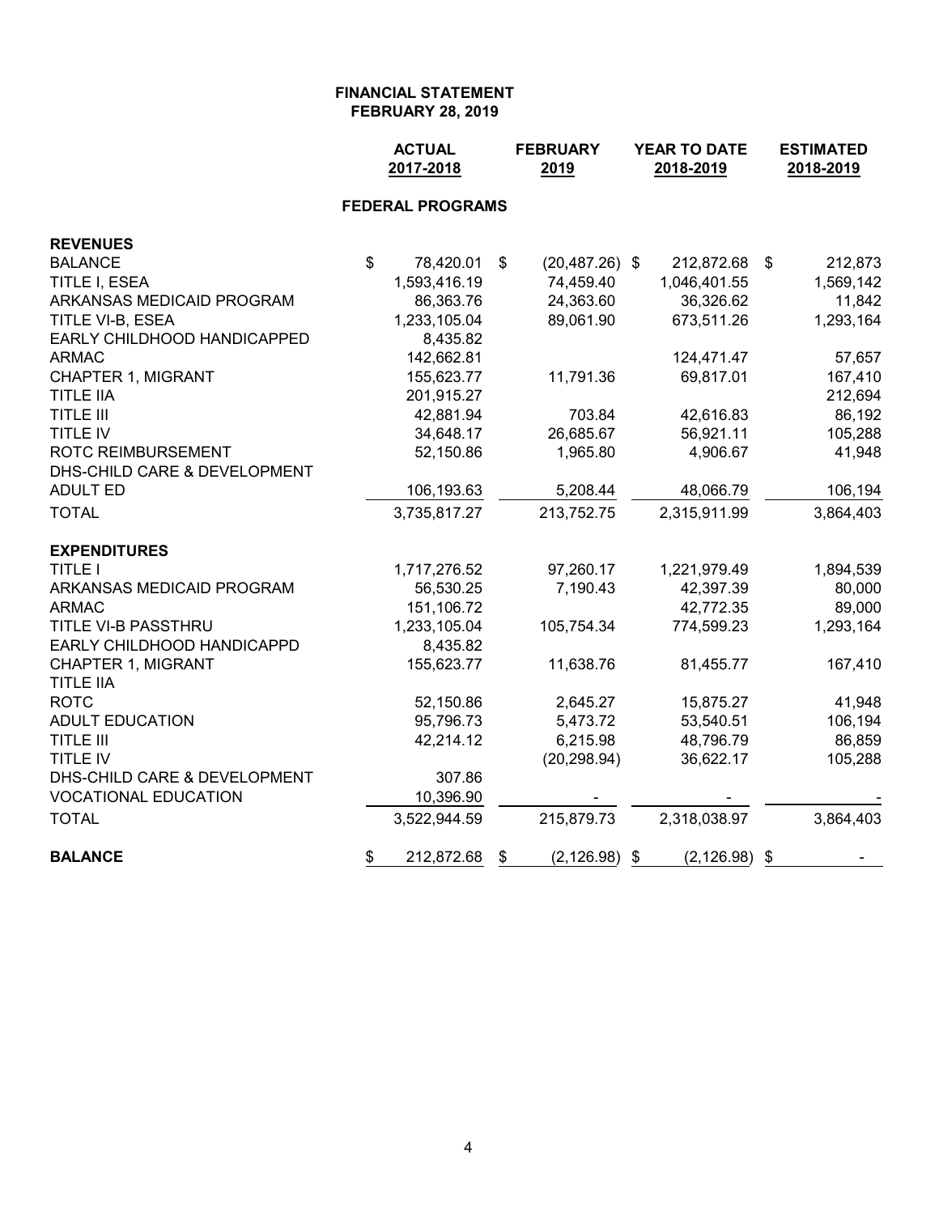**FINANCIAL STATEMENT**
**FEBRUARY 28, 2019**

| | ACTUAL 2017-2018 | FEBRUARY 2019 | YEAR TO DATE 2018-2019 | ESTIMATED 2018-2019 |
|---|---|---|---|---|
| **FEDERAL PROGRAMS** | | | | |
| **REVENUES** | | | | |
| BALANCE | $ 78,420.01 | $ (20,487.26) | $ 212,872.68 | $ 212,873 |
| TITLE I, ESEA | 1,593,416.19 | 74,459.40 | 1,046,401.55 | 1,569,142 |
| ARKANSAS MEDICAID PROGRAM | 86,363.76 | 24,363.60 | 36,326.62 | 11,842 |
| TITLE VI-B, ESEA | 1,233,105.04 | 89,061.90 | 673,511.26 | 1,293,164 |
| EARLY CHILDHOOD HANDICAPPED | 8,435.82 | | | |
| ARMAC | 142,662.81 | | 124,471.47 | 57,657 |
| CHAPTER 1, MIGRANT | 155,623.77 | 11,791.36 | 69,817.01 | 167,410 |
| TITLE IIA | 201,915.27 | | | 212,694 |
| TITLE III | 42,881.94 | 703.84 | 42,616.83 | 86,192 |
| TITLE IV | 34,648.17 | 26,685.67 | 56,921.11 | 105,288 |
| ROTC REIMBURSEMENT | 52,150.86 | 1,965.80 | 4,906.67 | 41,948 |
| DHS-CHILD CARE & DEVELOPMENT | | | | |
| ADULT ED | 106,193.63 | 5,208.44 | 48,066.79 | 106,194 |
| TOTAL | 3,735,817.27 | 213,752.75 | 2,315,911.99 | 3,864,403 |
| **EXPENDITURES** | | | | |
| TITLE I | 1,717,276.52 | 97,260.17 | 1,221,979.49 | 1,894,539 |
| ARKANSAS MEDICAID PROGRAM | 56,530.25 | 7,190.43 | 42,397.39 | 80,000 |
| ARMAC | 151,106.72 | | 42,772.35 | 89,000 |
| TITLE VI-B PASSTHRU | 1,233,105.04 | 105,754.34 | 774,599.23 | 1,293,164 |
| EARLY CHILDHOOD HANDICAPPD | 8,435.82 | | | |
| CHAPTER 1, MIGRANT | 155,623.77 | 11,638.76 | 81,455.77 | 167,410 |
| TITLE IIA | | | | |
| ROTC | 52,150.86 | 2,645.27 | 15,875.27 | 41,948 |
| ADULT EDUCATION | 95,796.73 | 5,473.72 | 53,540.51 | 106,194 |
| TITLE III | 42,214.12 | 6,215.98 | 48,796.79 | 86,859 |
| TITLE IV | | (20,298.94) | 36,622.17 | 105,288 |
| DHS-CHILD CARE & DEVELOPMENT | 307.86 | | | |
| VOCATIONAL EDUCATION | 10,396.90 | - | - | - |
| TOTAL | 3,522,944.59 | 215,879.73 | 2,318,038.97 | 3,864,403 |
| **BALANCE** | $ 212,872.68 | $ (2,126.98) | $ (2,126.98) | $ - |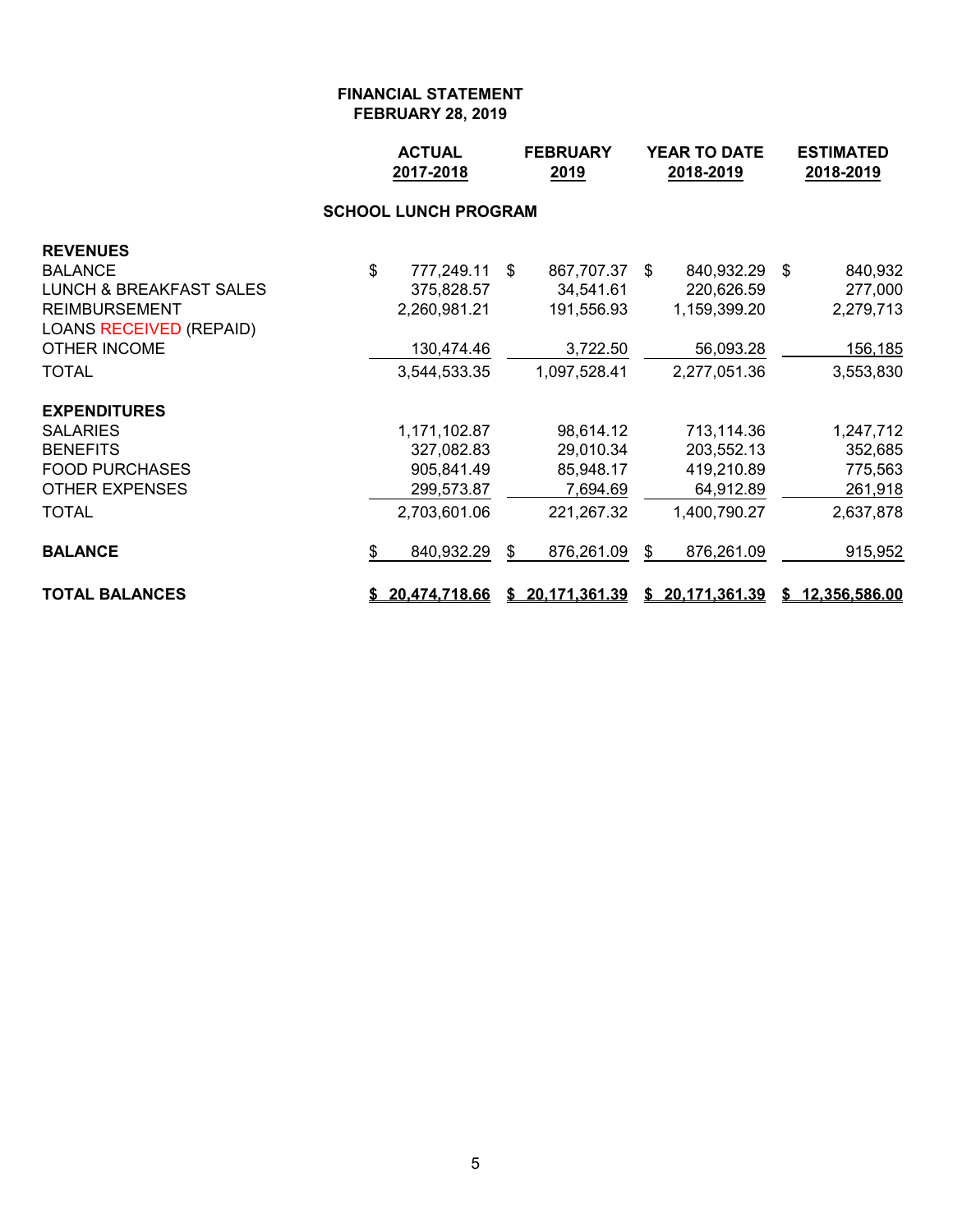**FINANCIAL STATEMENT**
**FEBRUARY 28, 2019**

| | ACTUAL 2017-2018 | FEBRUARY 2019 | YEAR TO DATE 2018-2019 | ESTIMATED 2018-2019 |
|---|---|---|---|---|
| **SCHOOL LUNCH PROGRAM** | | | | |
| **REVENUES** | | | | |
| BALANCE | $ 777,249.11 | $ 867,707.37 | $ 840,932.29 | $ 840,932 |
| LUNCH & BREAKFAST SALES | 375,828.57 | 34,541.61 | 220,626.59 | 277,000 |
| REIMBURSEMENT | 2,260,981.21 | 191,556.93 | 1,159,399.20 | 2,279,713 |
| LOANS RECEIVED (REPAID) | | | | |
| OTHER INCOME | 130,474.46 | 3,722.50 | 56,093.28 | 156,185 |
| TOTAL | 3,544,533.35 | 1,097,528.41 | 2,277,051.36 | 3,553,830 |
| **EXPENDITURES** | | | | |
| SALARIES | 1,171,102.87 | 98,614.12 | 713,114.36 | 1,247,712 |
| BENEFITS | 327,082.83 | 29,010.34 | 203,552.13 | 352,685 |
| FOOD PURCHASES | 905,841.49 | 85,948.17 | 419,210.89 | 775,563 |
| OTHER EXPENSES | 299,573.87 | 7,694.69 | 64,912.89 | 261,918 |
| TOTAL | 2,703,601.06 | 221,267.32 | 1,400,790.27 | 2,637,878 |
| **BALANCE** | $ 840,932.29 | $ 876,261.09 | $ 876,261.09 | 915,952 |
| **TOTAL BALANCES** | **$ 20,474,718.66** | **$ 20,171,361.39** | **$ 20,171,361.39** | **$ 12,356,586.00** |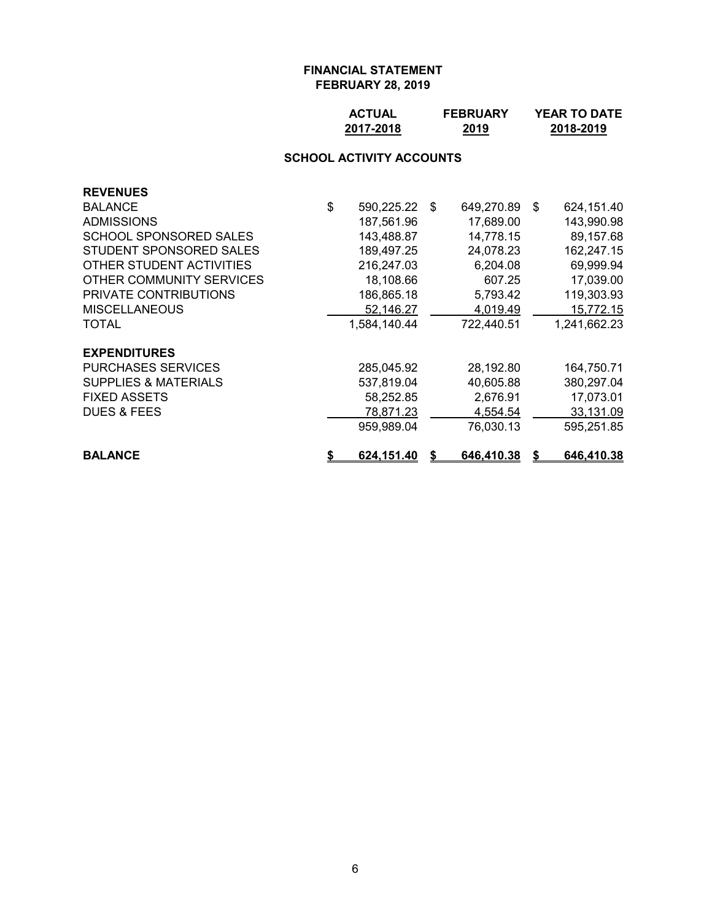# FINANCIAL STATEMENT
## FEBRUARY 28, 2019

### SCHOOL ACTIVITY ACCOUNTS

| | ACTUAL 2017-2018 | FEBRUARY 2019 | YEAR TO DATE 2018-2019 |
|---|---|---|---|
| **REVENUES** | | | |
| BALANCE | $ 590,225.22 | $ 649,270.89 | $ 624,151.40 |
| ADMISSIONS | 187,561.96 | 17,689.00 | 143,990.98 |
| SCHOOL SPONSORED SALES | 143,488.87 | 14,778.15 | 89,157.68 |
| STUDENT SPONSORED SALES | 189,497.25 | 24,078.23 | 162,247.15 |
| OTHER STUDENT ACTIVITIES | 216,247.03 | 6,204.08 | 69,999.94 |
| OTHER COMMUNITY SERVICES | 18,108.66 | 607.25 | 17,039.00 |
| PRIVATE CONTRIBUTIONS | 186,865.18 | 5,793.42 | 119,303.93 |
| MISCELLANEOUS | 52,146.27 | 4,019.49 | 15,772.15 |
| TOTAL | 1,584,140.44 | 722,440.51 | 1,241,662.23 |
| **EXPENDITURES** | | | |
| PURCHASES SERVICES | 285,045.92 | 28,192.80 | 164,750.71 |
| SUPPLIES & MATERIALS | 537,819.04 | 40,605.88 | 380,297.04 |
| FIXED ASSETS | 58,252.85 | 2,676.91 | 17,073.01 |
| DUES & FEES | 78,871.23 | 4,554.54 | 33,131.09 |
| | 959,989.04 | 76,030.13 | 595,251.85 |
| **BALANCE** | **$ 624,151.40** | **$ 646,410.38** | **$ 646,410.38** |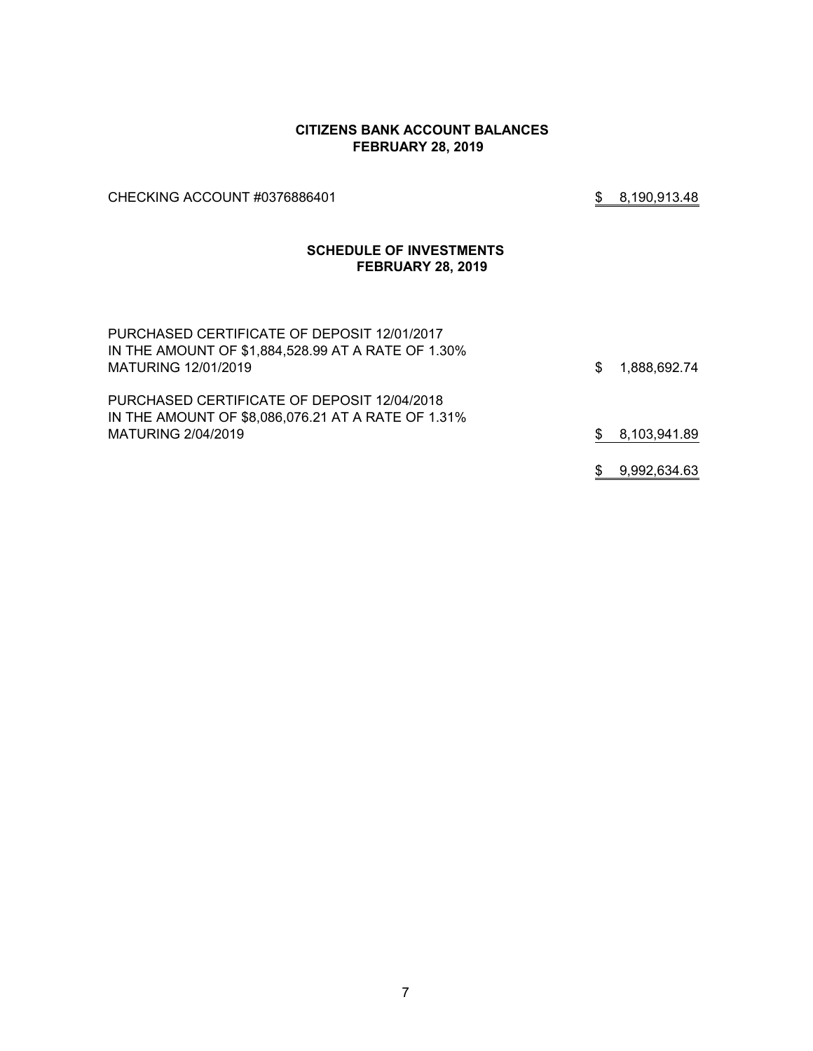**CITIZENS BANK ACCOUNT BALANCES**
**FEBRUARY 28, 2019**

| | |
|---|---|
| CHECKING ACCOUNT #0376886401 | $ 8,190,913.48 |

**SCHEDULE OF INVESTMENTS**
**FEBRUARY 28, 2019**

| | |
|---|---|
| PURCHASED CERTIFICATE OF DEPOSIT 12/01/2017 IN THE AMOUNT OF $1,884,528.99 AT A RATE OF 1.30% MATURING 12/01/2019 | $ 1,888,692.74 |
| PURCHASED CERTIFICATE OF DEPOSIT 12/04/2018 IN THE AMOUNT OF $8,086,076.21 AT A RATE OF 1.31% MATURING 2/04/2019 | $ 8,103,941.89 |
| | $ 9,992,634.63 |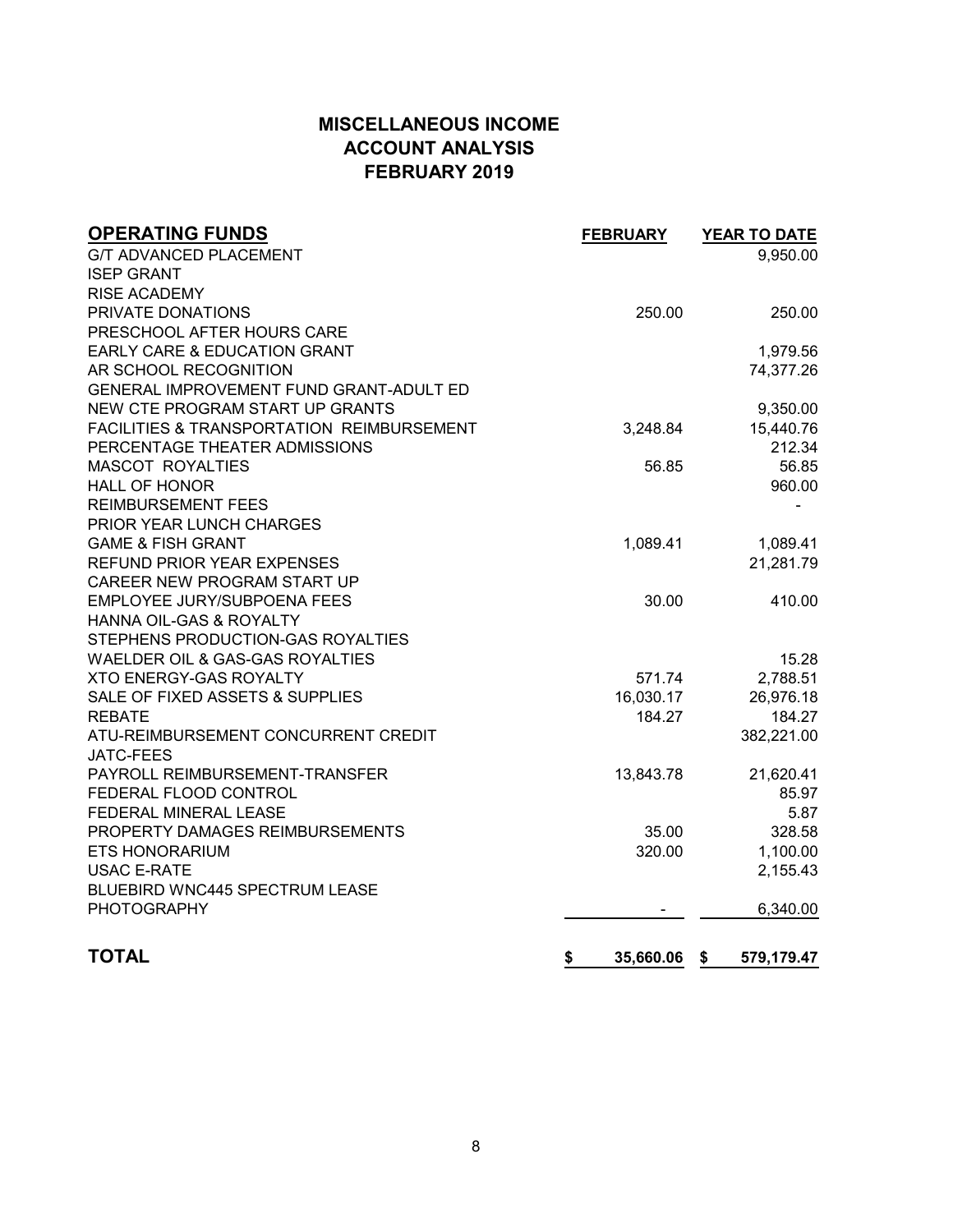# MISCELLANEOUS INCOME
# ACCOUNT ANALYSIS
# FEBRUARY 2019

| OPERATING FUNDS | FEBRUARY | YEAR TO DATE |
|---|---|---|
| G/T ADVANCED PLACEMENT | | 9,950.00 |
| ISEP GRANT | | |
| RISE ACADEMY | | |
| PRIVATE DONATIONS | 250.00 | 250.00 |
| PRESCHOOL AFTER HOURS CARE | | |
| EARLY CARE & EDUCATION GRANT | | 1,979.56 |
| AR SCHOOL RECOGNITION | | 74,377.26 |
| GENERAL IMPROVEMENT FUND GRANT-ADULT ED | | |
| NEW CTE PROGRAM START UP GRANTS | | 9,350.00 |
| FACILITIES & TRANSPORTATION REIMBURSEMENT | 3,248.84 | 15,440.76 |
| PERCENTAGE THEATER ADMISSIONS | | 212.34 |
| MASCOT ROYALTIES | 56.85 | 56.85 |
| HALL OF HONOR | | 960.00 |
| REIMBURSEMENT FEES | | - |
| PRIOR YEAR LUNCH CHARGES | | |
| GAME & FISH GRANT | 1,089.41 | 1,089.41 |
| REFUND PRIOR YEAR EXPENSES | | 21,281.79 |
| CAREER NEW PROGRAM START UP | | |
| EMPLOYEE JURY/SUBPOENA FEES | 30.00 | 410.00 |
| HANNA OIL-GAS & ROYALTY | | |
| STEPHENS PRODUCTION-GAS ROYALTIES | | |
| WAELDER OIL & GAS-GAS ROYALTIES | | 15.28 |
| XTO ENERGY-GAS ROYALTY | 571.74 | 2,788.51 |
| SALE OF FIXED ASSETS & SUPPLIES | 16,030.17 | 26,976.18 |
| REBATE | 184.27 | 184.27 |
| ATU-REIMBURSEMENT CONCURRENT CREDIT | | 382,221.00 |
| JATC-FEES | | |
| PAYROLL REIMBURSEMENT-TRANSFER | 13,843.78 | 21,620.41 |
| FEDERAL FLOOD CONTROL | | 85.97 |
| FEDERAL MINERAL LEASE | | 5.87 |
| PROPERTY DAMAGES REIMBURSEMENTS | 35.00 | 328.58 |
| ETS HONORARIUM | 320.00 | 1,100.00 |
| USAC E-RATE | | 2,155.43 |
| BLUEBIRD WNC445 SPECTRUM LEASE | | |
| PHOTOGRAPHY | - | 6,340.00 |
| **TOTAL** | **$ 35,660.06** | **$ 579,179.47** |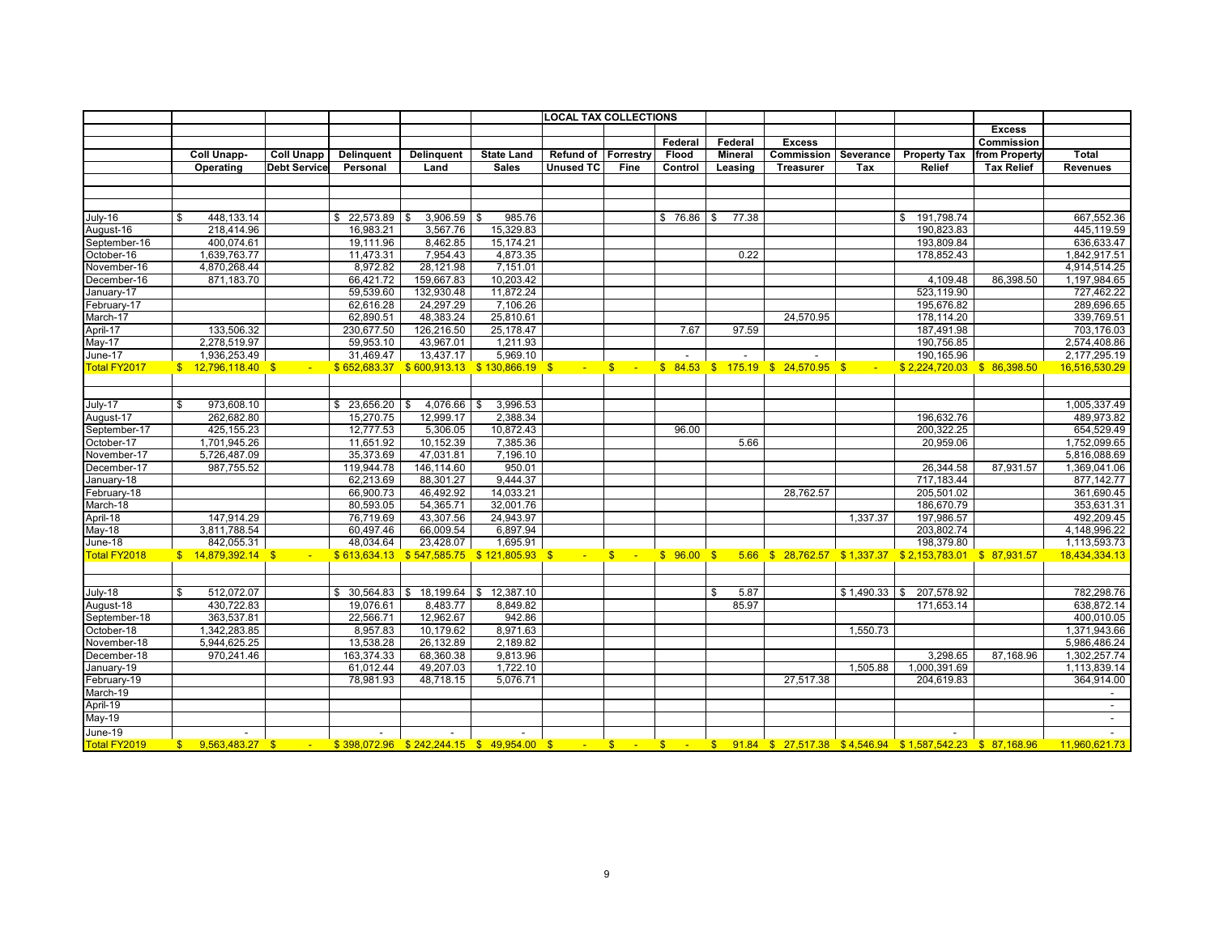| | | | | | | LOCAL TAX COLLECTIONS | | | | | | | | |
|---|---|---|---|---|---|---|---|---|---|---|---|---|---|---|
| | | | | | | | | | | | | | Excess | |
| | | | | | | | | Federal | Federal | Excess | | | Commission | |
| | Coll Unapp- | Coll Unapp | Delinquent | Delinquent | State Land | Refund of | Forrestry | Flood | Mineral | Commission | Severance | Property Tax | from Property | Total |
| | Operating | Debt Service | Personal | Land | Sales | Unused TC | Fine | Control | Leasing | Treasurer | Tax | Relief | Tax Relief | Revenues |
| July-16 | $ 448,133.14 | | $ 22,573.89 | $ 3,906.59 | $ 985.76 | | | $ 76.86 | $ 77.38 | | | $ 191,798.74 | | 667,552.36 |
| August-16 | 218,414.96 | | 16,983.21 | 3,567.76 | 15,329.83 | | | | | | | 190,823.83 | | 445,119.59 |
| September-16 | 400,074.61 | | 19,111.96 | 8,462.85 | 15,174.21 | | | | | | | 193,809.84 | | 636,633.47 |
| October-16 | 1,639,763.77 | | 11,473.31 | 7,954.43 | 4,873.35 | | | | 0.22 | | | 178,852.43 | | 1,842,917.51 |
| November-16 | 4,870,268.44 | | 8,972.82 | 28,121.98 | 7,151.01 | | | | | | | | | 4,914,514.25 |
| December-16 | 871,183.70 | | 66,421.72 | 159,667.83 | 10,203.42 | | | | | | | 4,109.48 | 86,398.50 | 1,197,984.65 |
| January-17 | | | 59,539.60 | 132,930.48 | 11,872.24 | | | | | | | 523,119.90 | | 727,462.22 |
| February-17 | | | 62,616.28 | 24,297.29 | 7,106.26 | | | | | | | 195,676.82 | | 289,696.65 |
| March-17 | | | 62,890.51 | 48,383.24 | 25,810.61 | | | | | 24,570.95 | | 178,114.20 | | 339,769.51 |
| April-17 | 133,506.32 | | 230,677.50 | 126,216.50 | 25,178.47 | | | 7.67 | 97.59 | | | 187,491.98 | | 703,176.03 |
| May-17 | 2,278,519.97 | | 59,953.10 | 43,967.01 | 1,211.93 | | | | | | | 190,756.85 | | 2,574,408.86 |
| June-17 | 1,936,253.49 | | 31,469.47 | 13,437.17 | 5,969.10 | | | - | - | - | | 190,165.96 | | 2,177,295.19 |
| Total FY2017 | $ 12,796,118.40 | $ - | $ 652,683.37 | $ 600,913.13 | $ 130,866.19 | $ - | $ - | $ 84.53 | $ 175.19 | $ 24,570.95 | $ - | $ 2,224,720.03 | $ 86,398.50 | 16,516,530.29 |
| July-17 | $ 973,608.10 | | $ 23,656.20 | $ 4,076.66 | $ 3,996.53 | | | | | | | | | 1,005,337.49 |
| August-17 | 262,682.80 | | 15,270.75 | 12,999.17 | 2,388.34 | | | | | | | 196,632.76 | | 489,973.82 |
| September-17 | 425,155.23 | | 12,777.53 | 5,306.05 | 10,872.43 | | | 96.00 | | | | 200,322.25 | | 654,529.49 |
| October-17 | 1,701,945.26 | | 11,651.92 | 10,152.39 | 7,385.36 | | | | 5.66 | | | 20,959.06 | | 1,752,099.65 |
| November-17 | 5,726,487.09 | | 35,373.69 | 47,031.81 | 7,196.10 | | | | | | | | | 5,816,088.69 |
| December-17 | 987,755.52 | | 119,944.78 | 146,114.60 | 950.01 | | | | | | | 26,344.58 | 87,931.57 | 1,369,041.06 |
| January-18 | | | 62,213.69 | 88,301.27 | 9,444.37 | | | | | | | 717,183.44 | | 877,142.77 |
| February-18 | | | 66,900.73 | 46,492.92 | 14,033.21 | | | | | 28,762.57 | | 205,501.02 | | 361,690.45 |
| March-18 | | | 80,593.05 | 54,365.71 | 32,001.76 | | | | | | | 186,670.79 | | 353,631.31 |
| April-18 | 147,914.29 | | 76,719.69 | 43,307.56 | 24,943.97 | | | | | | 1,337.37 | 197,986.57 | | 492,209.45 |
| May-18 | 3,811,788.54 | | 60,497.46 | 66,009.54 | 6,897.94 | | | | | | | 203,802.74 | | 4,148,996.22 |
| June-18 | 842,055.31 | | 48,034.64 | 23,428.07 | 1,695.91 | | | | | | | 198,379.80 | | 1,113,593.73 |
| Total FY2018 | $ 14,879,392.14 | $ - | $ 613,634.13 | $ 547,585.75 | $ 121,805.93 | $ - | $ - | $ 96.00 | $ 5.66 | $ 28,762.57 | $ 1,337.37 | $ 2,153,783.01 | $ 87,931.57 | 18,434,334.13 |
| July-18 | $ 512,072.07 | | $ 30,564.83 | $ 18,199.64 | $ 12,387.10 | | | | $ 5.87 | | $ 1,490.33 | $ 207,578.92 | | 782,298.76 |
| August-18 | 430,722.83 | | 19,076.61 | 8,483.77 | 8,849.82 | | | | 85.97 | | | 171,653.14 | | 638,872.14 |
| September-18 | 363,537.81 | | 22,566.71 | 12,962.67 | 942.86 | | | | | | | | | 400,010.05 |
| October-18 | 1,342,283.85 | | 8,957.83 | 10,179.62 | 8,971.63 | | | | | | 1,550.73 | | | 1,371,943.66 |
| November-18 | 5,944,625.25 | | 13,538.28 | 26,132.89 | 2,189.82 | | | | | | | | | 5,986,486.24 |
| December-18 | 970,241.46 | | 163,374.33 | 68,360.38 | 9,813.96 | | | | | | | 3,298.65 | 87,168.96 | 1,302,257.74 |
| January-19 | | | 61,012.44 | 49,207.03 | 1,722.10 | | | | | | 1,505.88 | 1,000,391.69 | | 1,113,839.14 |
| February-19 | | | 78,981.93 | 48,718.15 | 5,076.71 | | | | | 27,517.38 | | 204,619.83 | | 364,914.00 |
| March-19 | | | | | | | | | | | | | | - |
| April-19 | | | | | | | | | | | | | | - |
| May-19 | | | | | | | | | | | | | | - |
| June-19 | - | | - | - | - | | | | | | | - | | - |
| Total FY2019 | $ 9,563,483.27 | $ - | $ 398,072.96 | $ 242,244.15 | $ 49,954.00 | $ - | $ - | $ - | $ 91.84 | $ 27,517.38 | $ 4,546.94 | $ 1,587,542.23 | $ 87,168.96 | 11,960,621.73 |